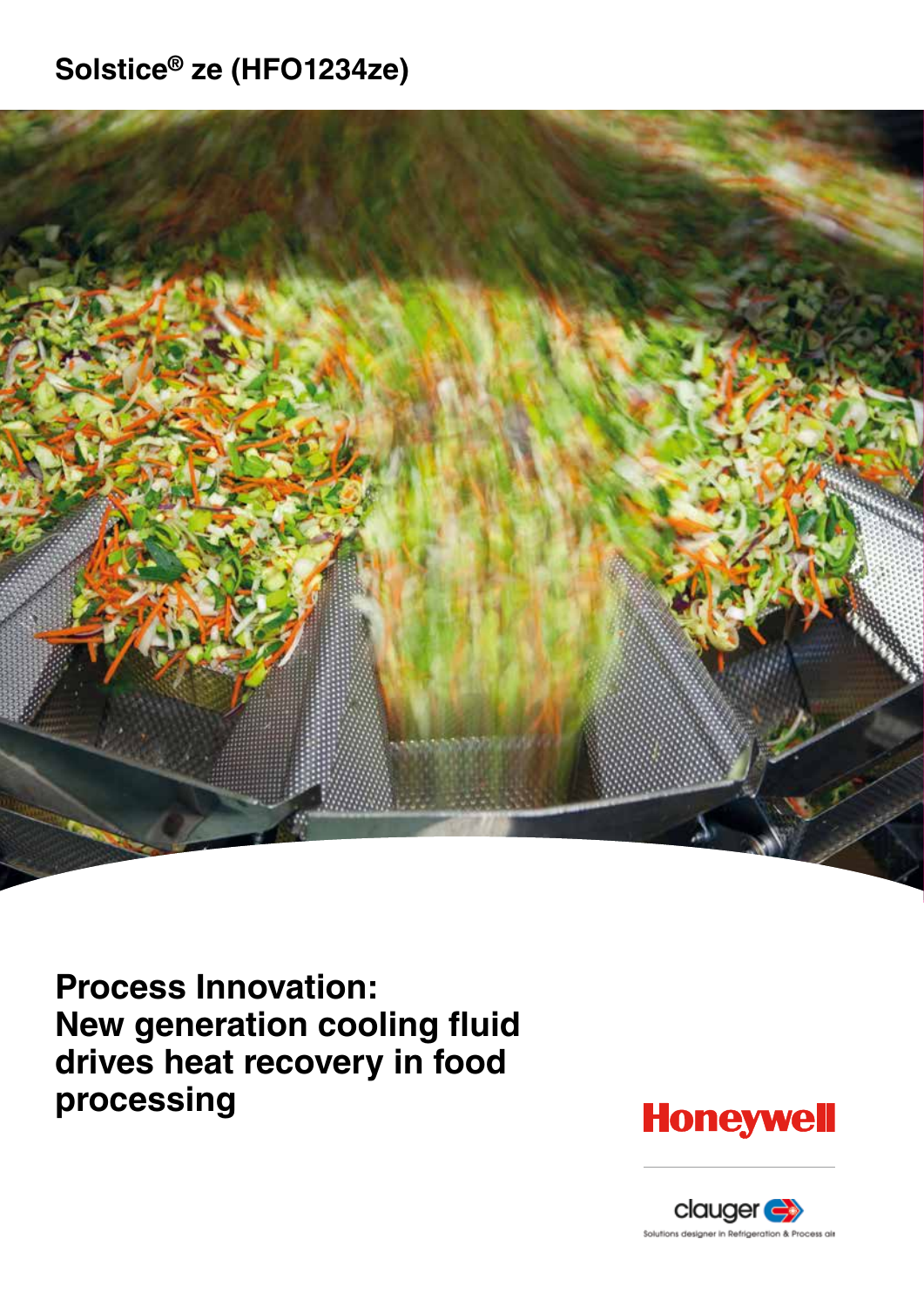Solstice® ze (HFO1234ze)

# Process Innovation: New generation cooling fluid drives heat recovery in food processing

Honeywell

clauger

Solutions designer in Refrigeration & Process air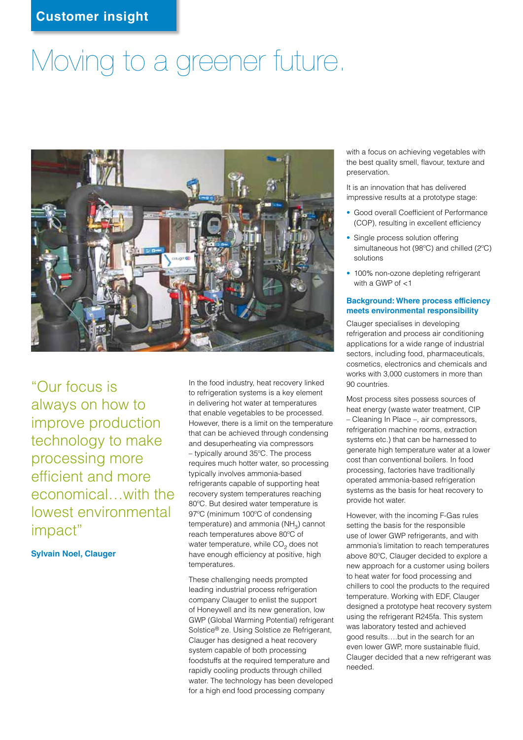Customer insight

# Moving to a greener future.

> "Our focus is always on how to improve production technology to make processing more efficient and more economical…with the lowest environmental impact"

**Sylvain Noel, Clauger**

In the food industry, heat recovery linked to refrigeration systems is a key element in delivering hot water at temperatures that enable vegetables to be processed. However, there is a limit on the temperature that can be achieved through condensing and desuperheating via compressors – typically around 35ºC. The process requires much hotter water, so processing typically involves ammonia-based refrigerants capable of supporting heat recovery system temperatures reaching 80ºC. But desired water temperature is 97ºC (minimum 100ºC of condensing temperature) and ammonia ($NH_3$) cannot reach temperatures above 80ºC of water temperature, while $CO_2$ does not have enough efficiency at positive, high temperatures.

These challenging needs prompted leading industrial process refrigeration company Clauger to enlist the support of Honeywell and its new generation, low GWP (Global Warming Potential) refrigerant Solstice® ze. Using Solstice ze Refrigerant, Clauger has designed a heat recovery system capable of both processing foodstuffs at the required temperature and rapidly cooling products through chilled water. The technology has been developed for a high end food processing company with a focus on achieving vegetables with the best quality smell, flavour, texture and preservation.

It is an innovation that has delivered impressive results at a prototype stage:

- Good overall Coefficient of Performance (COP), resulting in excellent efficiency
- Single process solution offering simultaneous hot (98ºC) and chilled (2ºC) solutions
- 100% non-ozone depleting refrigerant with a GWP of <1

### Background: Where process efficiency meets environmental responsibility

Clauger specialises in developing refrigeration and process air conditioning applications for a wide range of industrial sectors, including food, pharmaceuticals, cosmetics, electronics and chemicals and works with 3,000 customers in more than 90 countries.

Most process sites possess sources of heat energy (waste water treatment, CIP – Cleaning In Place –, air compressors, refrigeration machine rooms, extraction systems etc.) that can be harnessed to generate high temperature water at a lower cost than conventional boilers. In food processing, factories have traditionally operated ammonia-based refrigeration systems as the basis for heat recovery to provide hot water.

However, with the incoming F-Gas rules setting the basis for the responsible use of lower GWP refrigerants, and with ammonia's limitation to reach temperatures above 80ºC, Clauger decided to explore a new approach for a customer using boilers to heat water for food processing and chillers to cool the products to the required temperature. Working with EDF, Clauger designed a prototype heat recovery system using the refrigerant R245fa. This system was laboratory tested and achieved good results….but in the search for an even lower GWP, more sustainable fluid, Clauger decided that a new refrigerant was needed.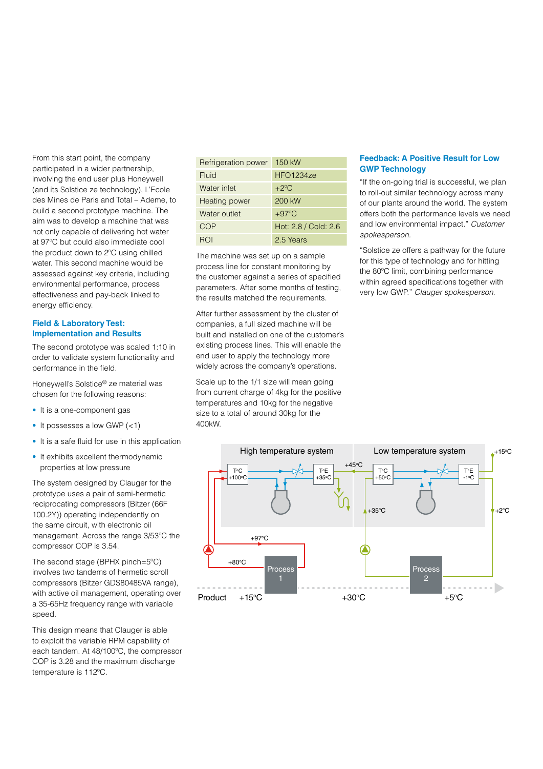From this start point, the company participated in a wider partnership, involving the end user plus Honeywell (and its Solstice ze technology), L'Ecole des Mines de Paris and Total – Ademe, to build a second prototype machine. The aim was to develop a machine that was not only capable of delivering hot water at 97°C but could also immediate cool the product down to 2°C using chilled water. This second machine would be assessed against key criteria, including environmental performance, process effectiveness and pay-back linked to energy efficiency.

## Field & Laboratory Test: Implementation and Results

The second prototype was scaled 1:10 in order to validate system functionality and performance in the field.

Honeywell's Solstice® ze material was chosen for the following reasons:

- It is a one-component gas
- It possesses a low GWP (<1)
- It is a safe fluid for use in this application
- It exhibits excellent thermodynamic properties at low pressure

The system designed by Clauger for the prototype uses a pair of semi-hermetic reciprocating compressors (Bitzer (66F 100.2Y)) operating independently on the same circuit, with electronic oil management. Across the range 3/53°C the compressor COP is 3.54.

The second stage (BPHX pinch=5°C) involves two tandems of hermetic scroll compressors (Bitzer GDS80485VA range), with active oil management, operating over a 35-65Hz frequency range with variable speed.

This design means that Clauger is able to exploit the variable RPM capability of each tandem. At 48/100°C, the compressor COP is 3.28 and the maximum discharge temperature is 112°C.

| Refrigeration power | 150 kW |
|---|---|
| Fluid | HFO1234ze |
| Water inlet | +2°C |
| Heating power | 200 kW |
| Water outlet | +97°C |
| COP | Hot: 2.8 / Cold: 2.6 |
| ROI | 2.5 Years |

The machine was set up on a sample process line for constant monitoring by the customer against a series of specified parameters. After some months of testing, the results matched the requirements.

After further assessment by the cluster of companies, a full sized machine will be built and installed on one of the customer's existing process lines. This will enable the end user to apply the technology more widely across the company's operations.

Scale up to the 1/1 size will mean going from current charge of 4kg for the positive temperatures and 10kg for the negative size to a total of around 30kg for the 400kW.

## Feedback: A Positive Result for Low GWP Technology

"If the on-going trial is successful, we plan to roll-out similar technology across many of our plants around the world. The system offers both the performance levels we need and low environmental impact." *Customer spokesperson.*

"Solstice ze offers a pathway for the future for this type of technology and for hitting the 80°C limit, combining performance within agreed specifications together with very low GWP." *Clauger spokesperson.*

High temperature system | Low temperature system

T°C +100°C | T°E +35°C | +45°C | T°C +50°C | T°E -1°C | +15°C | +35°C | +2°C | +97°C | +80°C | Process 1 | Process 2

Product +15°C | +30°C | +5°C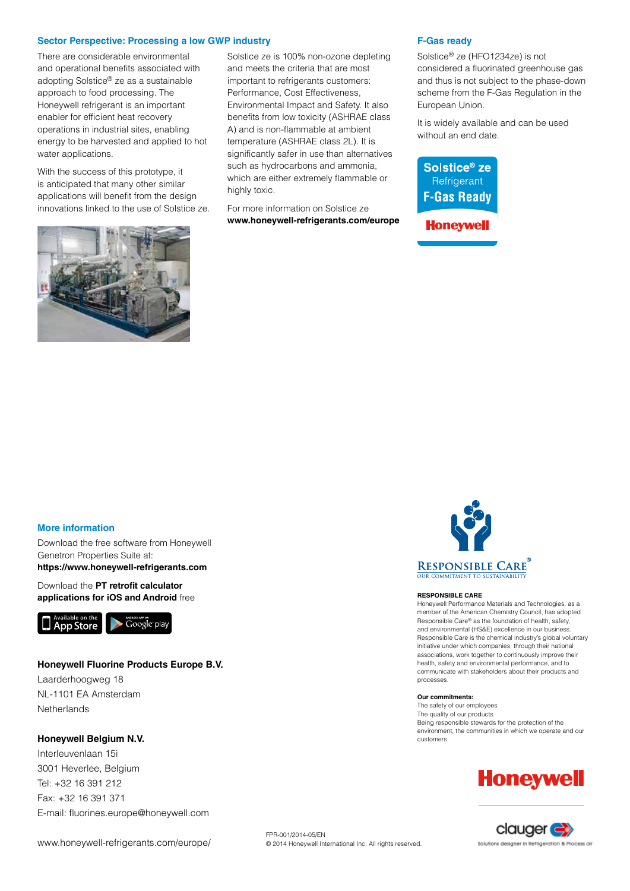## Sector Perspective: Processing a low GWP industry

There are considerable environmental and operational benefits associated with adopting Solstice® ze as a sustainable approach to food processing. The Honeywell refrigerant is an important enabler for efficient heat recovery operations in industrial sites, enabling energy to be harvested and applied to hot water applications.

With the success of this prototype, it is anticipated that many other similar applications will benefit from the design innovations linked to the use of Solstice ze.

Solstice ze is 100% non-ozone depleting and meets the criteria that are most important to refrigerants customers: Performance, Cost Effectiveness, Environmental Impact and Safety. It also benefits from low toxicity (ASHRAE class A) and is non-flammable at ambient temperature (ASHRAE class 2L). It is significantly safer in use than alternatives such as hydrocarbons and ammonia, which are either extremely flammable or highly toxic.

For more information on Solstice ze
**www.honeywell-refrigerants.com/europe**

## F-Gas ready

Solstice® ze (HFO1234ze) is not considered a fluorinated greenhouse gas and thus is not subject to the phase-down scheme from the F-Gas Regulation in the European Union.

It is widely available and can be used without an end date.

Solstice® ze
Refrigerant
F-Gas Ready
Honeywell

## More information

Download the free software from Honeywell Genetron Properties Suite at:
**https://www.honeywell-refrigerants.com**

Download the **PT retrofit calculator applications for iOS and Android** free

Available on the App Store | Android app on Google play

**Honeywell Fluorine Products Europe B.V.**
Laarderhoogweg 18
NL-1101 EA Amsterdam
Netherlands

**Honeywell Belgium N.V.**
Interleuvenlaan 15i
3001 Heverlee, Belgium
Tel: +32 16 391 212
Fax: +32 16 391 371
E-mail: fluorines.europe@honeywell.com

www.honeywell-refrigerants.com/europe/

RESPONSIBLE CARE®
OUR COMMITMENT TO SUSTAINABILITY

**RESPONSIBLE CARE**

Honeywell Performance Materials and Technologies, as a member of the American Chemistry Council, has adopted Responsible Care® as the foundation of health, safety, and environmental (HS&E) excellence in our business. Responsible Care is the chemical industry's global voluntary initiative under which companies, through their national associations, work together to continuously improve their health, safety and environmental performance, and to communicate with stakeholders about their products and processes.

**Our commitments:**
The safety of our employees
The quality of our products
Being responsible stewards for the protection of the environment, the communities in which we operate and our customers

Honeywell

clauger
Solutions designer in Refrigeration & Process air

FPR-001/2014-05/EN
© 2014 Honeywell International Inc. All rights reserved.